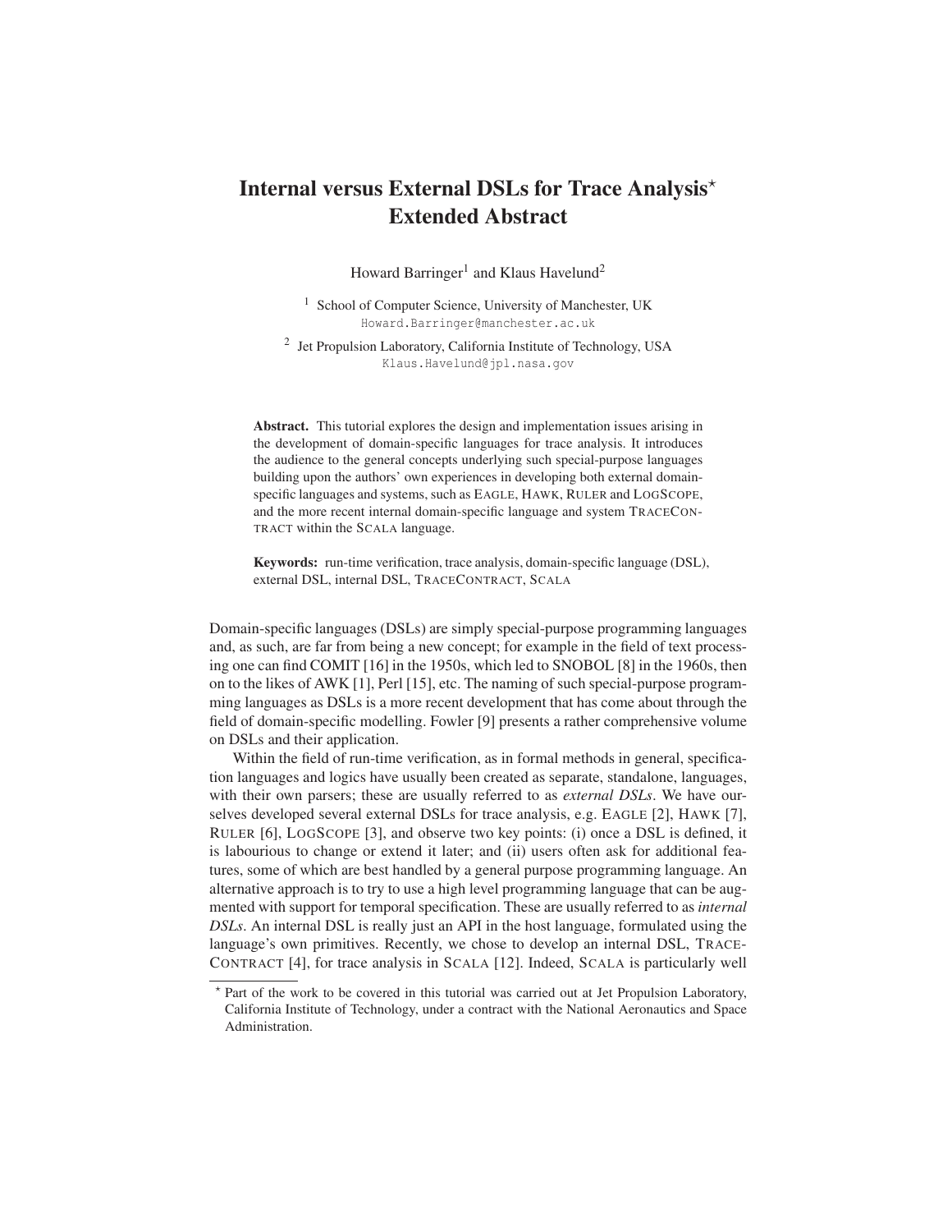# Internal versus External DSLs for Trace Analysis[⋆] Extended Abstract

Howard Barringer[1] and Klaus Havelund[2]

[1] School of Computer Science, University of Manchester, UK
Howard.Barringer@manchester.ac.uk

[2] Jet Propulsion Laboratory, California Institute of Technology, USA
Klaus.Havelund@jpl.nasa.gov

**Abstract.** This tutorial explores the design and implementation issues arising in the development of domain-specific languages for trace analysis. It introduces the audience to the general concepts underlying such special-purpose languages building upon the authors' own experiences in developing both external domain-specific languages and systems, such as EAGLE, HAWK, RULER and LOGSCOPE, and the more recent internal domain-specific language and system TRACECONTRACT within the SCALA language.

**Keywords:** run-time verification, trace analysis, domain-specific language (DSL), external DSL, internal DSL, TRACECONTRACT, SCALA

Domain-specific languages (DSLs) are simply special-purpose programming languages and, as such, are far from being a new concept; for example in the field of text processing one can find COMIT [16] in the 1950s, which led to SNOBOL [8] in the 1960s, then on to the likes of AWK [1], Perl [15], etc. The naming of such special-purpose programming languages as DSLs is a more recent development that has come about through the field of domain-specific modelling. Fowler [9] presents a rather comprehensive volume on DSLs and their application.

Within the field of run-time verification, as in formal methods in general, specification languages and logics have usually been created as separate, standalone, languages, with their own parsers; these are usually referred to as *external DSLs*. We have ourselves developed several external DSLs for trace analysis, e.g. EAGLE [2], HAWK [7], RULER [6], LOGSCOPE [3], and observe two key points: (i) once a DSL is defined, it is labourious to change or extend it later; and (ii) users often ask for additional features, some of which are best handled by a general purpose programming language. An alternative approach is to try to use a high level programming language that can be augmented with support for temporal specification. These are usually referred to as *internal DSLs*. An internal DSL is really just an API in the host language, formulated using the language's own primitives. Recently, we chose to develop an internal DSL, TRACECONTRACT [4], for trace analysis in SCALA [12]. Indeed, SCALA is particularly well

⋆ Part of the work to be covered in this tutorial was carried out at Jet Propulsion Laboratory, California Institute of Technology, under a contract with the National Aeronautics and Space Administration.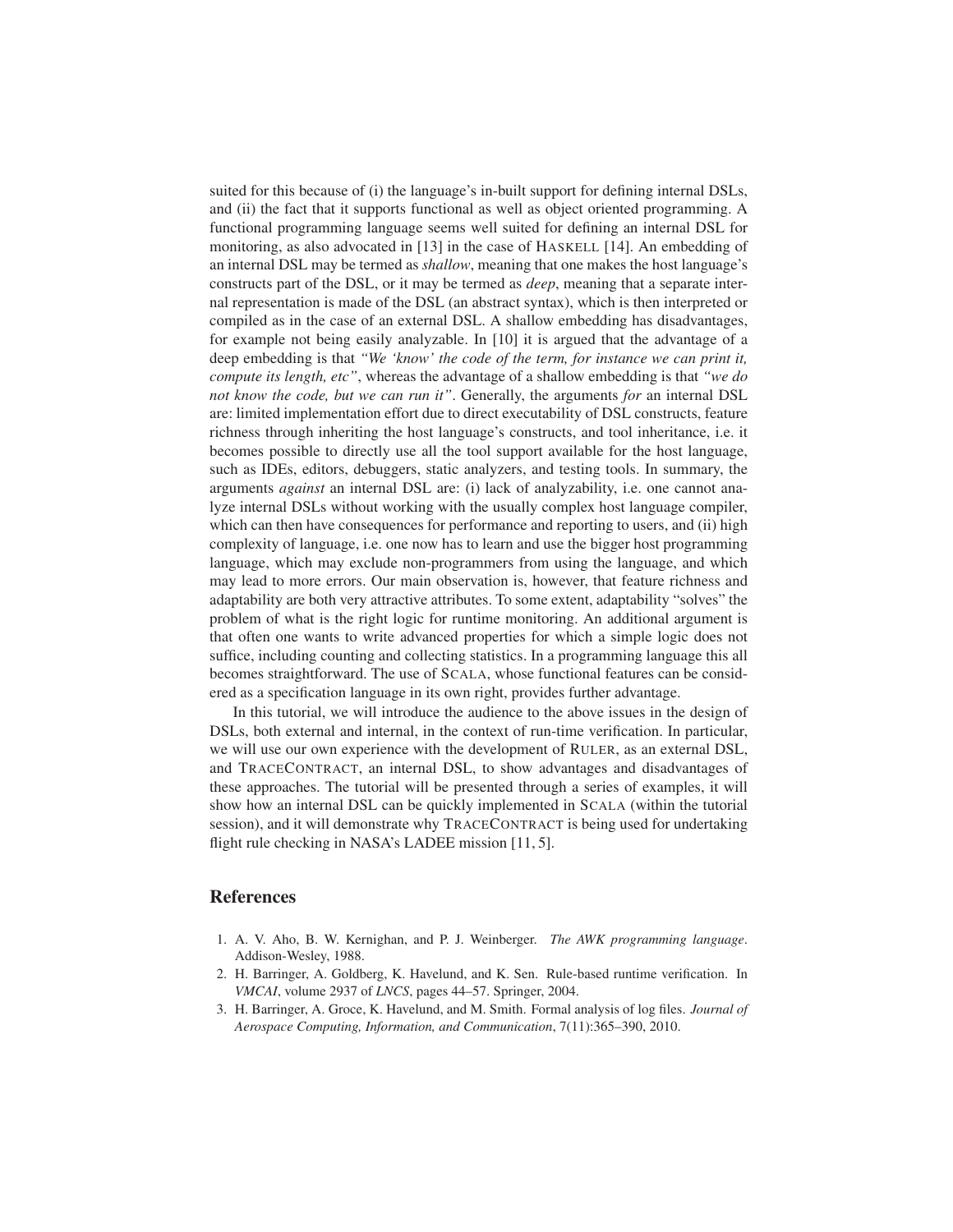suited for this because of (i) the language's in-built support for defining internal DSLs, and (ii) the fact that it supports functional as well as object oriented programming. A functional programming language seems well suited for defining an internal DSL for monitoring, as also advocated in [13] in the case of HASKELL [14]. An embedding of an internal DSL may be termed as *shallow*, meaning that one makes the host language's constructs part of the DSL, or it may be termed as *deep*, meaning that a separate internal representation is made of the DSL (an abstract syntax), which is then interpreted or compiled as in the case of an external DSL. A shallow embedding has disadvantages, for example not being easily analyzable. In [10] it is argued that the advantage of a deep embedding is that *"We 'know' the code of the term, for instance we can print it, compute its length, etc"*, whereas the advantage of a shallow embedding is that *"we do not know the code, but we can run it"*. Generally, the arguments *for* an internal DSL are: limited implementation effort due to direct executability of DSL constructs, feature richness through inheriting the host language's constructs, and tool inheritance, i.e. it becomes possible to directly use all the tool support available for the host language, such as IDEs, editors, debuggers, static analyzers, and testing tools. In summary, the arguments *against* an internal DSL are: (i) lack of analyzability, i.e. one cannot analyze internal DSLs without working with the usually complex host language compiler, which can then have consequences for performance and reporting to users, and (ii) high complexity of language, i.e. one now has to learn and use the bigger host programming language, which may exclude non-programmers from using the language, and which may lead to more errors. Our main observation is, however, that feature richness and adaptability are both very attractive attributes. To some extent, adaptability "solves" the problem of what is the right logic for runtime monitoring. An additional argument is that often one wants to write advanced properties for which a simple logic does not suffice, including counting and collecting statistics. In a programming language this all becomes straightforward. The use of SCALA, whose functional features can be considered as a specification language in its own right, provides further advantage.

In this tutorial, we will introduce the audience to the above issues in the design of DSLs, both external and internal, in the context of run-time verification. In particular, we will use our own experience with the development of RULER, as an external DSL, and TRACECONTRACT, an internal DSL, to show advantages and disadvantages of these approaches. The tutorial will be presented through a series of examples, it will show how an internal DSL can be quickly implemented in SCALA (within the tutorial session), and it will demonstrate why TRACECONTRACT is being used for undertaking flight rule checking in NASA's LADEE mission [11, 5].

## References

1. A. V. Aho, B. W. Kernighan, and P. J. Weinberger. *The AWK programming language*. Addison-Wesley, 1988.
2. H. Barringer, A. Goldberg, K. Havelund, and K. Sen. Rule-based runtime verification. In *VMCAI*, volume 2937 of *LNCS*, pages 44–57. Springer, 2004.
3. H. Barringer, A. Groce, K. Havelund, and M. Smith. Formal analysis of log files. *Journal of Aerospace Computing, Information, and Communication*, 7(11):365–390, 2010.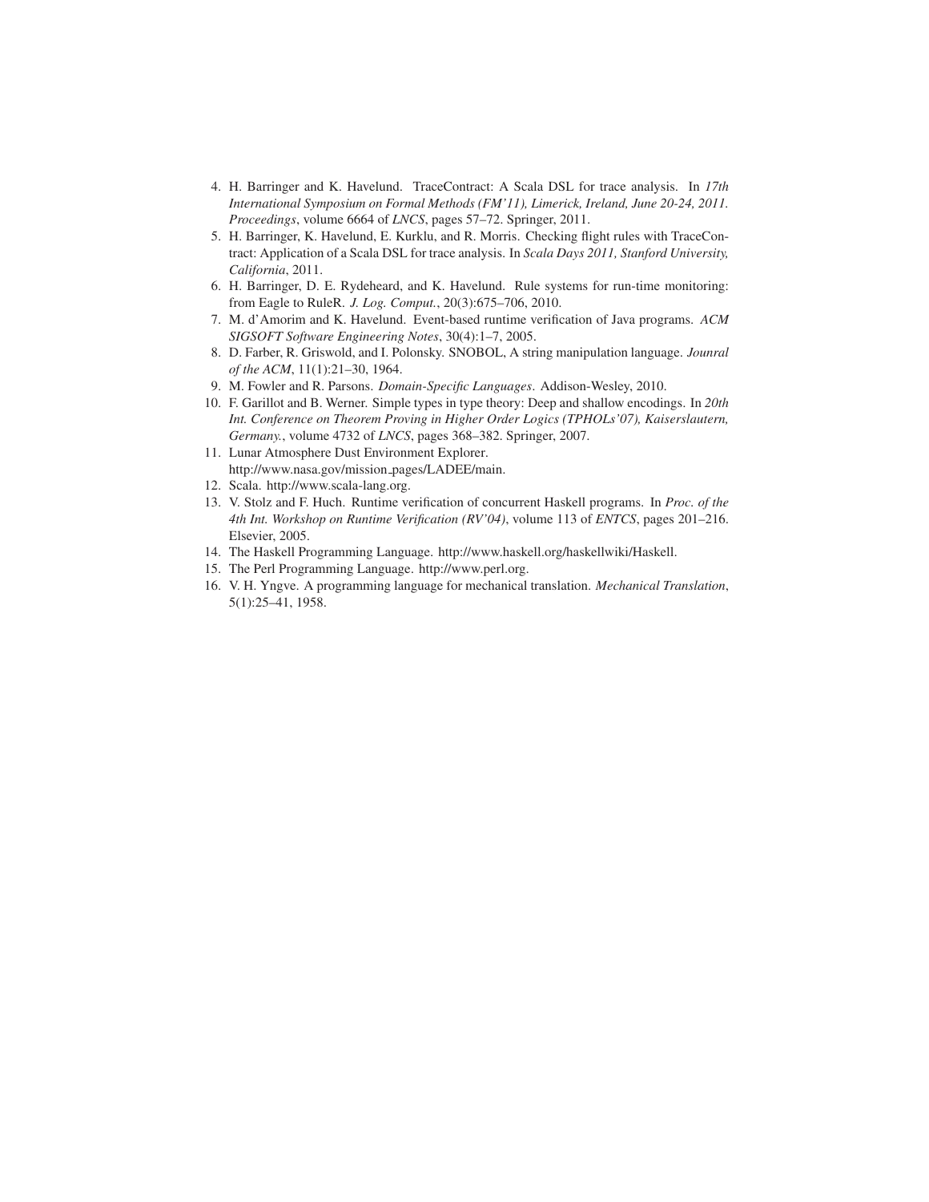4. H. Barringer and K. Havelund. TraceContract: A Scala DSL for trace analysis. In *17th International Symposium on Formal Methods (FM'11), Limerick, Ireland, June 20-24, 2011. Proceedings*, volume 6664 of *LNCS*, pages 57–72. Springer, 2011.
5. H. Barringer, K. Havelund, E. Kurklu, and R. Morris. Checking flight rules with TraceContract: Application of a Scala DSL for trace analysis. In *Scala Days 2011, Stanford University, California*, 2011.
6. H. Barringer, D. E. Rydeheard, and K. Havelund. Rule systems for run-time monitoring: from Eagle to RuleR. *J. Log. Comput.*, 20(3):675–706, 2010.
7. M. d'Amorim and K. Havelund. Event-based runtime verification of Java programs. *ACM SIGSOFT Software Engineering Notes*, 30(4):1–7, 2005.
8. D. Farber, R. Griswold, and I. Polonsky. SNOBOL, A string manipulation language. *Jounral of the ACM*, 11(1):21–30, 1964.
9. M. Fowler and R. Parsons. *Domain-Specific Languages*. Addison-Wesley, 2010.
10. F. Garillot and B. Werner. Simple types in type theory: Deep and shallow encodings. In *20th Int. Conference on Theorem Proving in Higher Order Logics (TPHOLs'07), Kaiserslautern, Germany.*, volume 4732 of *LNCS*, pages 368–382. Springer, 2007.
11. Lunar Atmosphere Dust Environment Explorer. http://www.nasa.gov/mission_pages/LADEE/main.
12. Scala. http://www.scala-lang.org.
13. V. Stolz and F. Huch. Runtime verification of concurrent Haskell programs. In *Proc. of the 4th Int. Workshop on Runtime Verification (RV'04)*, volume 113 of *ENTCS*, pages 201–216. Elsevier, 2005.
14. The Haskell Programming Language. http://www.haskell.org/haskellwiki/Haskell.
15. The Perl Programming Language. http://www.perl.org.
16. V. H. Yngve. A programming language for mechanical translation. *Mechanical Translation*, 5(1):25–41, 1958.